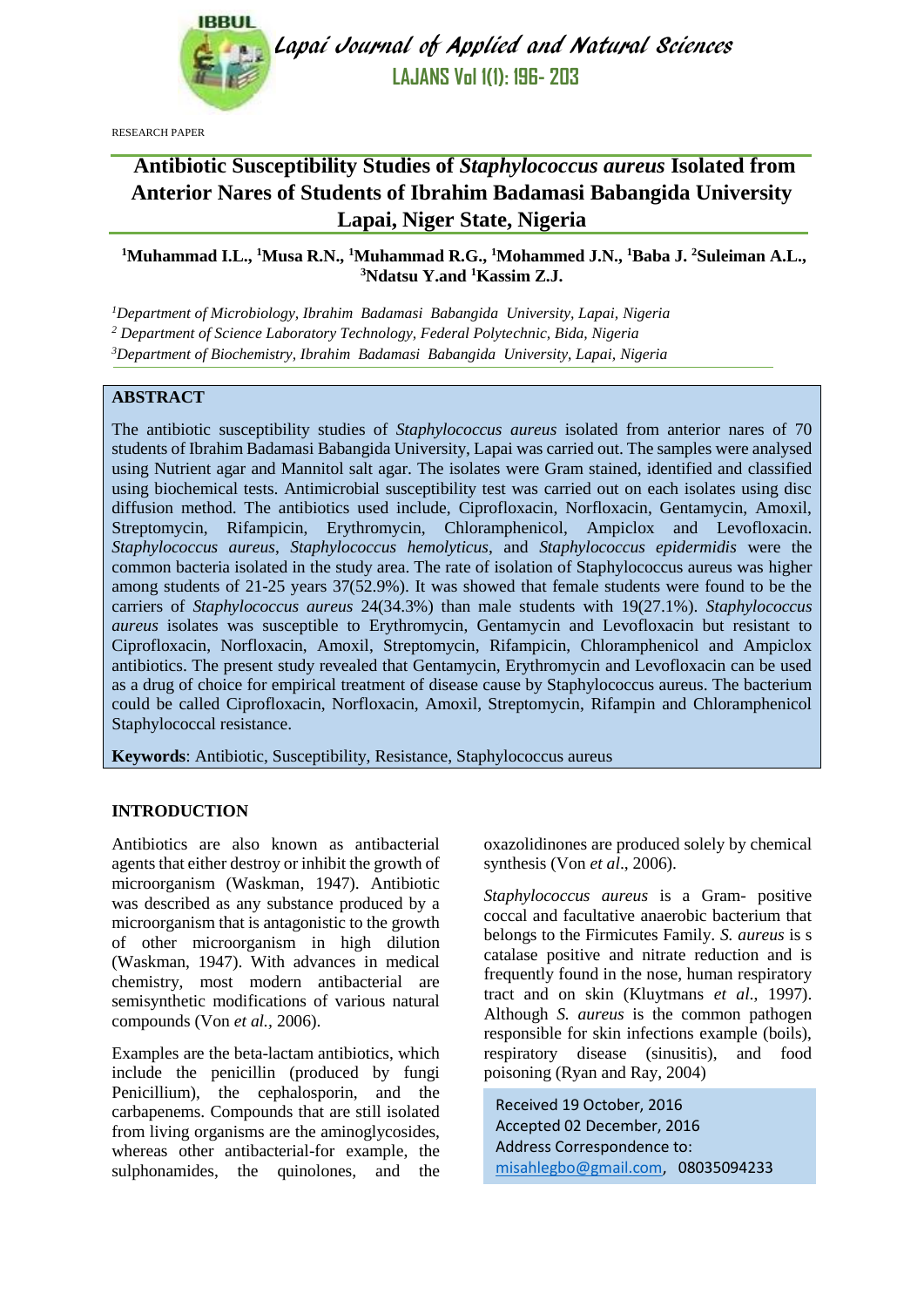RESEARCH PAPER

# Antibiotic Susceptibility Studies of *Staphylococcus aureus* Isolated from Anterior Nares of Students of Ibrahim Badamasi Babangida University Lapai, Niger State, Nigeria

**[1]Muhammad I.L., [1]Musa R.N., [1]Muhammad R.G., [1]Mohammed J.N., [1]Baba J. [2]Suleiman A.L., [3]Ndatsu Y.and [1]Kassim Z.J.**

*[1]Department of Microbiology, Ibrahim Badamasi Babangida University, Lapai, Nigeria*
*[2] Department of Science Laboratory Technology, Federal Polytechnic, Bida, Nigeria*
*[3]Department of Biochemistry, Ibrahim Badamasi Babangida University, Lapai, Nigeria*

## ABSTRACT

The antibiotic susceptibility studies of *Staphylococcus aureus* isolated from anterior nares of 70 students of Ibrahim Badamasi Babangida University, Lapai was carried out. The samples were analysed using Nutrient agar and Mannitol salt agar. The isolates were Gram stained, identified and classified using biochemical tests. Antimicrobial susceptibility test was carried out on each isolates using disc diffusion method. The antibiotics used include, Ciprofloxacin, Norfloxacin, Gentamycin, Amoxil, Streptomycin, Rifampicin, Erythromycin, Chloramphenicol, Ampiclox and Levofloxacin. *Staphylococcus aureus*, *Staphylococcus hemolyticus*, and *Staphylococcus epidermidis* were the common bacteria isolated in the study area. The rate of isolation of Staphylococcus aureus was higher among students of 21-25 years 37(52.9%). It was showed that female students were found to be the carriers of *Staphylococcus aureus* 24(34.3%) than male students with 19(27.1%). *Staphylococcus aureus* isolates was susceptible to Erythromycin, Gentamycin and Levofloxacin but resistant to Ciprofloxacin, Norfloxacin, Amoxil, Streptomycin, Rifampicin, Chloramphenicol and Ampiclox antibiotics. The present study revealed that Gentamycin, Erythromycin and Levofloxacin can be used as a drug of choice for empirical treatment of disease cause by Staphylococcus aureus. The bacterium could be called Ciprofloxacin, Norfloxacin, Amoxil, Streptomycin, Rifampin and Chloramphenicol Staphylococcal resistance.

**Keywords**: Antibiotic, Susceptibility, Resistance, Staphylococcus aureus

## INTRODUCTION

Antibiotics are also known as antibacterial agents that either destroy or inhibit the growth of microorganism (Waskman, 1947). Antibiotic was described as any substance produced by a microorganism that is antagonistic to the growth of other microorganism in high dilution (Waskman, 1947). With advances in medical chemistry, most modern antibacterial are semisynthetic modifications of various natural compounds (Von *et al.*, 2006).

Examples are the beta-lactam antibiotics, which include the penicillin (produced by fungi Penicillium), the cephalosporin, and the carbapenems. Compounds that are still isolated from living organisms are the aminoglycosides, whereas other antibacterial-for example, the sulphonamides, the quinolones, and the oxazolidinones are produced solely by chemical synthesis (Von *et al*., 2006).

*Staphylococcus aureus* is a Gram- positive coccal and facultative anaerobic bacterium that belongs to the Firmicutes Family. *S. aureus* is s catalase positive and nitrate reduction and is frequently found in the nose, human respiratory tract and on skin (Kluytmans *et al*., 1997). Although *S. aureus* is the common pathogen responsible for skin infections example (boils), respiratory disease (sinusitis), and food poisoning (Ryan and Ray, 2004)

Received 19 October, 2016
Accepted 02 December, 2016
Address Correspondence to:
misahlegbo@gmail.com, 08035094233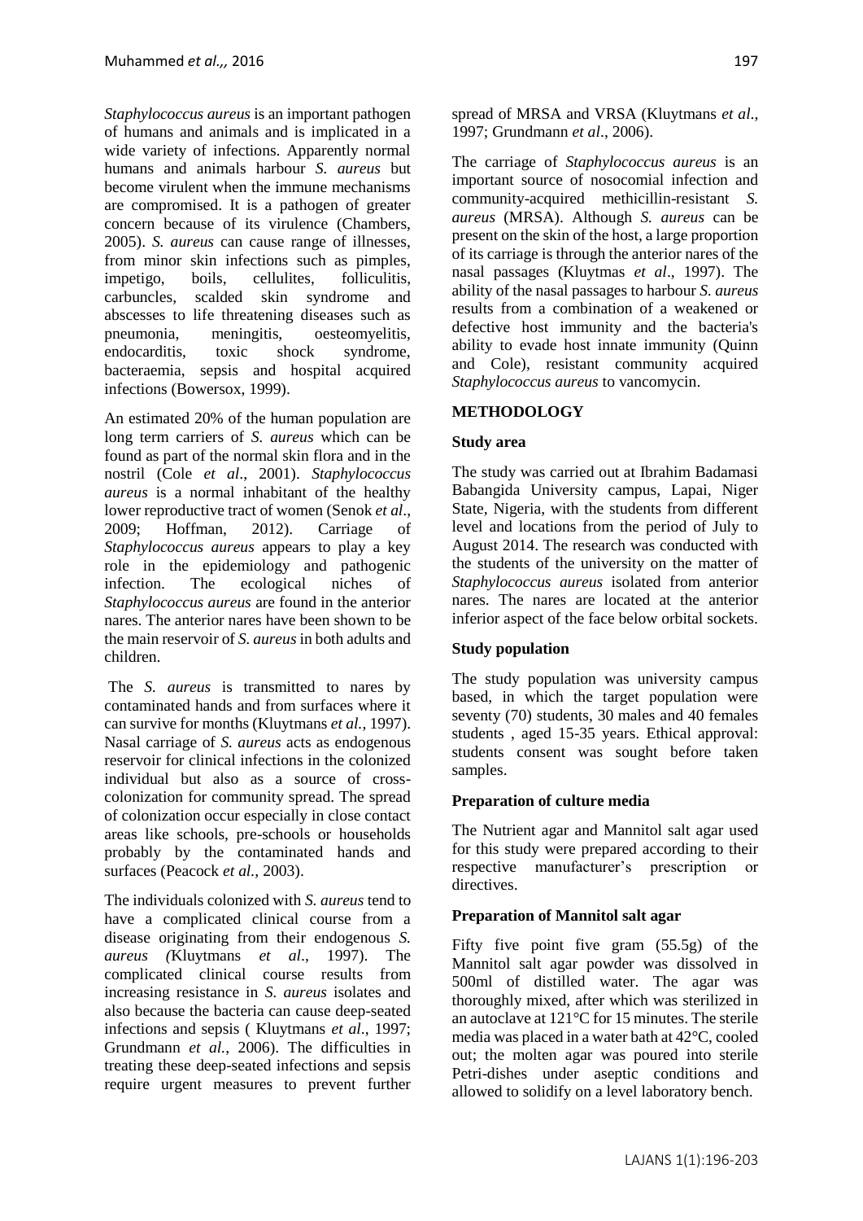*Staphylococcus aureus* is an important pathogen of humans and animals and is implicated in a wide variety of infections. Apparently normal humans and animals harbour *S. aureus* but become virulent when the immune mechanisms are compromised. It is a pathogen of greater concern because of its virulence (Chambers, 2005). *S. aureus* can cause range of illnesses, from minor skin infections such as pimples, impetigo, boils, cellulites, folliculitis, carbuncles, scalded skin syndrome and abscesses to life threatening diseases such as pneumonia, meningitis, oesteomyelitis, endocarditis, toxic shock syndrome, bacteraemia, sepsis and hospital acquired infections (Bowersox, 1999).

An estimated 20% of the human population are long term carriers of *S. aureus* which can be found as part of the normal skin flora and in the nostril (Cole *et al*., 2001). *Staphylococcus aureus* is a normal inhabitant of the healthy lower reproductive tract of women (Senok *et al*., 2009; Hoffman, 2012). Carriage of *Staphylococcus aureus* appears to play a key role in the epidemiology and pathogenic infection. The ecological niches of *Staphylococcus aureus* are found in the anterior nares. The anterior nares have been shown to be the main reservoir of *S. aureus* in both adults and children.

The *S. aureus* is transmitted to nares by contaminated hands and from surfaces where it can survive for months (Kluytmans *et al.,* 1997). Nasal carriage of *S. aureus* acts as endogenous reservoir for clinical infections in the colonized individual but also as a source of cross-colonization for community spread. The spread of colonization occur especially in close contact areas like schools, pre-schools or households probably by the contaminated hands and surfaces (Peacock *et al.,* 2003).

The individuals colonized with *S. aureus* tend to have a complicated clinical course from a disease originating from their endogenous *S. aureus (*Kluytmans *et al*., 1997). The complicated clinical course results from increasing resistance in *S. aureus* isolates and also because the bacteria can cause deep-seated infections and sepsis ( Kluytmans *et al*., 1997; Grundmann *et al.*, 2006). The difficulties in treating these deep-seated infections and sepsis require urgent measures to prevent further spread of MRSA and VRSA (Kluytmans *et al*., 1997; Grundmann *et al*., 2006).

The carriage of *Staphylococcus aureus* is an important source of nosocomial infection and community-acquired methicillin-resistant *S. aureus* (MRSA). Although *S. aureus* can be present on the skin of the host, a large proportion of its carriage is through the anterior nares of the nasal passages (Kluytmas *et al*., 1997). The ability of the nasal passages to harbour *S. aureus* results from a combination of a weakened or defective host immunity and the bacteria's ability to evade host innate immunity (Quinn and Cole), resistant community acquired *Staphylococcus aureus* to vancomycin.

## METHODOLOGY

### Study area

The study was carried out at Ibrahim Badamasi Babangida University campus, Lapai, Niger State, Nigeria, with the students from different level and locations from the period of July to August 2014. The research was conducted with the students of the university on the matter of *Staphylococcus aureus* isolated from anterior nares. The nares are located at the anterior inferior aspect of the face below orbital sockets.

### Study population

The study population was university campus based, in which the target population were seventy (70) students, 30 males and 40 females students , aged 15-35 years. Ethical approval: students consent was sought before taken samples.

### Preparation of culture media

The Nutrient agar and Mannitol salt agar used for this study were prepared according to their respective manufacturer's prescription or directives.

### Preparation of Mannitol salt agar

Fifty five point five gram (55.5g) of the Mannitol salt agar powder was dissolved in 500ml of distilled water. The agar was thoroughly mixed, after which was sterilized in an autoclave at 121°C for 15 minutes. The sterile media was placed in a water bath at 42°C, cooled out; the molten agar was poured into sterile Petri-dishes under aseptic conditions and allowed to solidify on a level laboratory bench.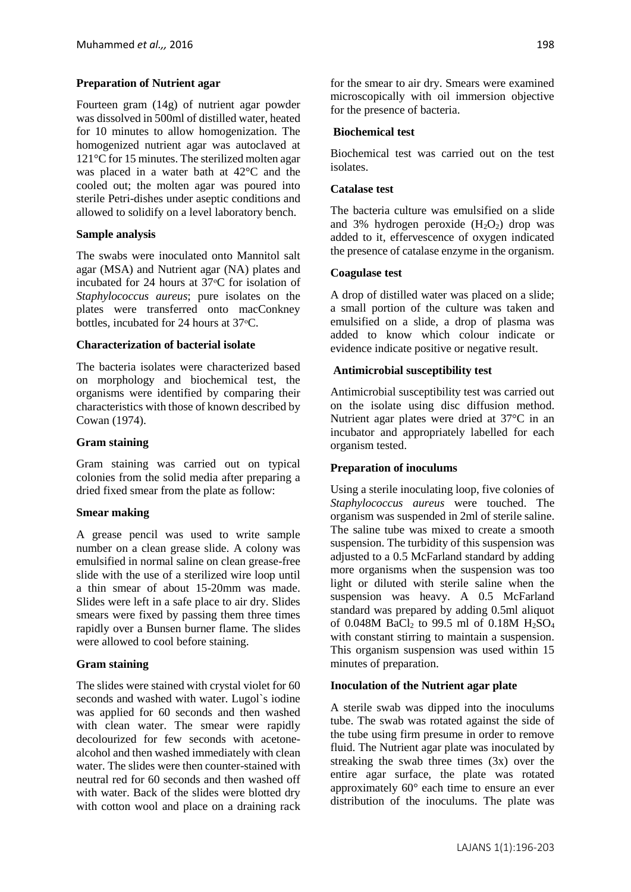**Preparation of Nutrient agar**

Fourteen gram (14g) of nutrient agar powder was dissolved in 500ml of distilled water, heated for 10 minutes to allow homogenization. The homogenized nutrient agar was autoclaved at 121°C for 15 minutes. The sterilized molten agar was placed in a water bath at 42°C and the cooled out; the molten agar was poured into sterile Petri-dishes under aseptic conditions and allowed to solidify on a level laboratory bench.

**Sample analysis**

The swabs were inoculated onto Mannitol salt agar (MSA) and Nutrient agar (NA) plates and incubated for 24 hours at 37$^{o}$C for isolation of *Staphylococcus aureus*; pure isolates on the plates were transferred onto macConkney bottles, incubated for 24 hours at 37$^{o}$C.

**Characterization of bacterial isolate**

The bacteria isolates were characterized based on morphology and biochemical test, the organisms were identified by comparing their characteristics with those of known described by Cowan (1974).

**Gram staining**

Gram staining was carried out on typical colonies from the solid media after preparing a dried fixed smear from the plate as follow:

**Smear making**

A grease pencil was used to write sample number on a clean grease slide. A colony was emulsified in normal saline on clean grease-free slide with the use of a sterilized wire loop until a thin smear of about 15-20mm was made. Slides were left in a safe place to air dry. Slides smears were fixed by passing them three times rapidly over a Bunsen burner flame. The slides were allowed to cool before staining.

**Gram staining**

The slides were stained with crystal violet for 60 seconds and washed with water. Lugol`s iodine was applied for 60 seconds and then washed with clean water. The smear were rapidly decolourized for few seconds with acetone-alcohol and then washed immediately with clean water. The slides were then counter-stained with neutral red for 60 seconds and then washed off with water. Back of the slides were blotted dry with cotton wool and place on a draining rack for the smear to air dry. Smears were examined microscopically with oil immersion objective for the presence of bacteria.

**Biochemical test**

Biochemical test was carried out on the test isolates.

**Catalase test**

The bacteria culture was emulsified on a slide and 3% hydrogen peroxide ($H_2O_2$) drop was added to it, effervescence of oxygen indicated the presence of catalase enzyme in the organism.

**Coagulase test**

A drop of distilled water was placed on a slide; a small portion of the culture was taken and emulsified on a slide, a drop of plasma was added to know which colour indicate or evidence indicate positive or negative result.

**Antimicrobial susceptibility test**

Antimicrobial susceptibility test was carried out on the isolate using disc diffusion method. Nutrient agar plates were dried at 37°C in an incubator and appropriately labelled for each organism tested.

**Preparation of inoculums**

Using a sterile inoculating loop, five colonies of *Staphylococcus aureus* were touched. The organism was suspended in 2ml of sterile saline. The saline tube was mixed to create a smooth suspension. The turbidity of this suspension was adjusted to a 0.5 McFarland standard by adding more organisms when the suspension was too light or diluted with sterile saline when the suspension was heavy. A 0.5 McFarland standard was prepared by adding 0.5ml aliquot of 0.048M $BaCl_2$ to 99.5 ml of 0.18M $H_2SO_4$ with constant stirring to maintain a suspension. This organism suspension was used within 15 minutes of preparation.

**Inoculation of the Nutrient agar plate**

A sterile swab was dipped into the inoculums tube. The swab was rotated against the side of the tube using firm presume in order to remove fluid. The Nutrient agar plate was inoculated by streaking the swab three times (3x) over the entire agar surface, the plate was rotated approximately 60° each time to ensure an ever distribution of the inoculums. The plate was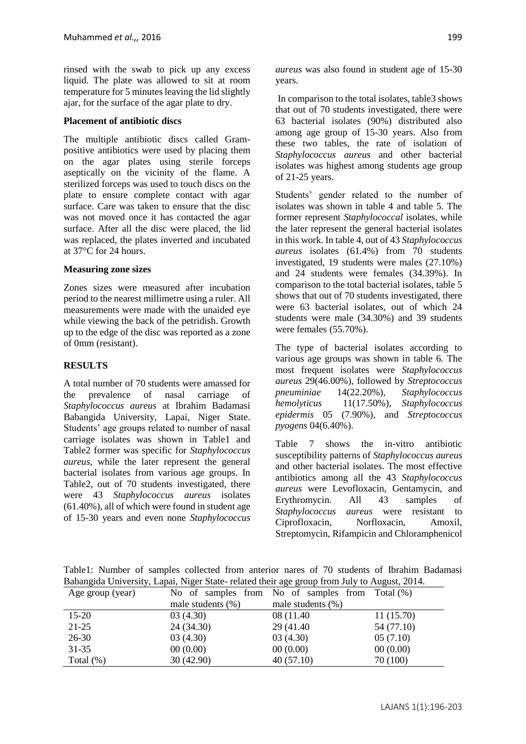rinsed with the swab to pick up any excess liquid. The plate was allowed to sit at room temperature for 5 minutes leaving the lid slightly ajar, for the surface of the agar plate to dry.

**Placement of antibiotic discs**

The multiple antibiotic discs called Gram-positive antibiotics were used by placing them on the agar plates using sterile forceps aseptically on the vicinity of the flame. A sterilized forceps was used to touch discs on the plate to ensure complete contact with agar surface. Care was taken to ensure that the disc was not moved once it has contacted the agar surface. After all the disc were placed, the lid was replaced, the plates inverted and incubated at 37°C for 24 hours.

**Measuring zone sizes**

Zones sizes were measured after incubation period to the nearest millimetre using a ruler. All measurements were made with the unaided eye while viewing the back of the petridish. Growth up to the edge of the disc was reported as a zone of 0mm (resistant).

## RESULTS

A total number of 70 students were amassed for the prevalence of nasal carriage of *Staphylococcus aureus* at Ibrahim Badamasi Babangida University, Lapai, Niger State. Students' age groups related to number of nasal carriage isolates was shown in Table1 and Table2 former was specific for *Staphylococcus aureus,* while the later represent the general bacterial isolates from various age groups. In Table2, out of 70 students investigated, there were 43 *Staphylococcus aureus* isolates (61.40%), all of which were found in student age of 15-30 years and even none *Staphylococcus aureus* was also found in student age of 15-30 years.

In comparison to the total isolates, table3 shows that out of 70 students investigated, there were 63 bacterial isolates (90%) distributed also among age group of 15-30 years. Also from these two tables, the rate of isolation of *Staphylococcus aureus* and other bacterial isolates was highest among students age group of 21-25 years.

Students' gender related to the number of isolates was shown in table 4 and table 5. The former represent *Staphylococcal* isolates, while the later represent the general bacterial isolates in this work. In table 4, out of 43 *Staphylococcus aureus* isolates (61.4%) from 70 students investigated, 19 students were males (27.10%) and 24 students were females (34.39%). In comparison to the total bacterial isolates, table 5 shows that out of 70 students investigated, there were 63 bacterial isolates, out of which 24 students were male (34.30%) and 39 students were females (55.70%).

The type of bacterial isolates according to various age groups was shown in table 6. The most frequent isolates were *Staphylococcus aureus* 29(46.00%), followed by *Streptococcus pneuminiae* 14(22.20%), *Staphylococcus hemolyticus* 11(17.50%), *Staphylococcus epidermis* 05 (7.90%), and *Streptococcus pyogens* 04(6.40%).

Table 7 shows the in-vitro antibiotic susceptibility patterns of *Staphylococcus aureus* and other bacterial isolates. The most effective antibiotics among all the 43 *Staphylococcus aureus* were Levofloxacin, Gentamycin, and Erythromycin. All 43 samples of *Staphylococcus aureus* were resistant to Ciprofloxacin, Norfloxacin, Amoxil, Streptomycin, Rifampicin and Chloramphenicol

Table1: Number of samples collected from anterior nares of 70 students of Ibrahim Badamasi Babangida University, Lapai, Niger State- related their age group from July to August, 2014.

| Age group (year) | No of samples from male students (%) | No of samples from male students (%) | Total (%) |
|---|---|---|---|
| 15-20 | 03 (4.30) | 08 (11.40 | 11 (15.70) |
| 21-25 | 24 (34.30) | 29 (41.40 | 54 (77.10) |
| 26-30 | 03 (4.30) | 03 (4.30) | 05 (7.10) |
| 31-35 | 00 (0.00) | 00 (0.00) | 00 (0.00) |
| Total (%) | 30 (42.90) | 40 (57.10) | 70 (100) |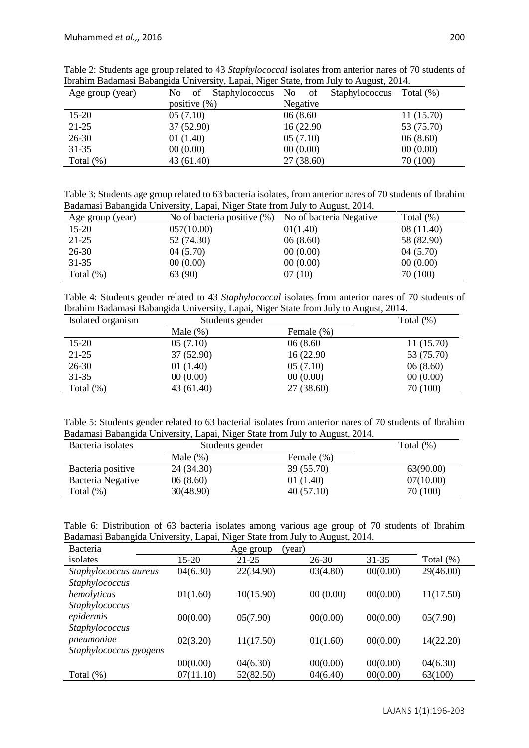Table 2: Students age group related to 43 *Staphylococcal* isolates from anterior nares of 70 students of Ibrahim Badamasi Babangida University, Lapai, Niger State, from July to August, 2014.

| Age group (year) | No of Staphylococcus positive (%) | No of Staphylococcus Negative | Total (%) |
|---|---|---|---|
| 15-20 | 05 (7.10) | 06 (8.60 | 11 (15.70) |
| 21-25 | 37 (52.90) | 16 (22.90 | 53 (75.70) |
| 26-30 | 01 (1.40) | 05 (7.10) | 06 (8.60) |
| 31-35 | 00 (0.00) | 00 (0.00) | 00 (0.00) |
| Total (%) | 43 (61.40) | 27 (38.60) | 70 (100) |

Table 3: Students age group related to 63 bacteria isolates, from anterior nares of 70 students of Ibrahim Badamasi Babangida University, Lapai, Niger State from July to August, 2014.

| Age group (year) | No of bacteria positive (%) | No of bacteria Negative | Total (%) |
|---|---|---|---|
| 15-20 | 057(10.00) | 01(1.40) | 08 (11.40) |
| 21-25 | 52 (74.30) | 06 (8.60) | 58 (82.90) |
| 26-30 | 04 (5.70) | 00 (0.00) | 04 (5.70) |
| 31-35 | 00 (0.00) | 00 (0.00) | 00 (0.00) |
| Total (%) | 63 (90) | 07 (10) | 70 (100) |

Table 4: Students gender related to 43 *Staphylococcal* isolates from anterior nares of 70 students of Ibrahim Badamasi Babangida University, Lapai, Niger State from July to August, 2014.

| Isolated organism | Students gender | | Total (%) |
|---|---|---|---|
| | Male (%) | Female (%) | |
| 15-20 | 05 (7.10) | 06 (8.60 | 11 (15.70) |
| 21-25 | 37 (52.90) | 16 (22.90 | 53 (75.70) |
| 26-30 | 01 (1.40) | 05 (7.10) | 06 (8.60) |
| 31-35 | 00 (0.00) | 00 (0.00) | 00 (0.00) |
| Total (%) | 43 (61.40) | 27 (38.60) | 70 (100) |

Table 5: Students gender related to 63 bacterial isolates from anterior nares of 70 students of Ibrahim Badamasi Babangida University, Lapai, Niger State from July to August, 2014.

| Bacteria isolates | Students gender | | Total (%) |
|---|---|---|---|
| | Male (%) | Female (%) | |
| Bacteria positive | 24 (34.30) | 39 (55.70) | 63(90.00) |
| Bacteria Negative | 06 (8.60) | 01 (1.40) | 07(10.00) |
| Total (%) | 30(48.90) | 40 (57.10) | 70 (100) |

Table 6: Distribution of 63 bacteria isolates among various age group of 70 students of Ibrahim Badamasi Babangida University, Lapai, Niger State from July to August, 2014.

| Bacteria isolates | Age group (year) | | | | Total (%) |
|---|---|---|---|---|---|
| | 15-20 | 21-25 | 26-30 | 31-35 | |
| *Staphylococcus aureus* | 04(6.30) | 22(34.90) | 03(4.80) | 00(0.00) | 29(46.00) |
| *Staphylococcus hemolyticus* | 01(1.60) | 10(15.90) | 00 (0.00) | 00(0.00) | 11(17.50) |
| *Staphylococcus epidermis* | 00(0.00) | 05(7.90) | 00(0.00) | 00(0.00) | 05(7.90) |
| *Staphylococcus pneumoniae* | 02(3.20) | 11(17.50) | 01(1.60) | 00(0.00) | 14(22.20) |
| *Staphylococcus pyogens* | 00(0.00) | 04(6.30) | 00(0.00) | 00(0.00) | 04(6.30) |
| Total (%) | 07(11.10) | 52(82.50) | 04(6.40) | 00(0.00) | 63(100) |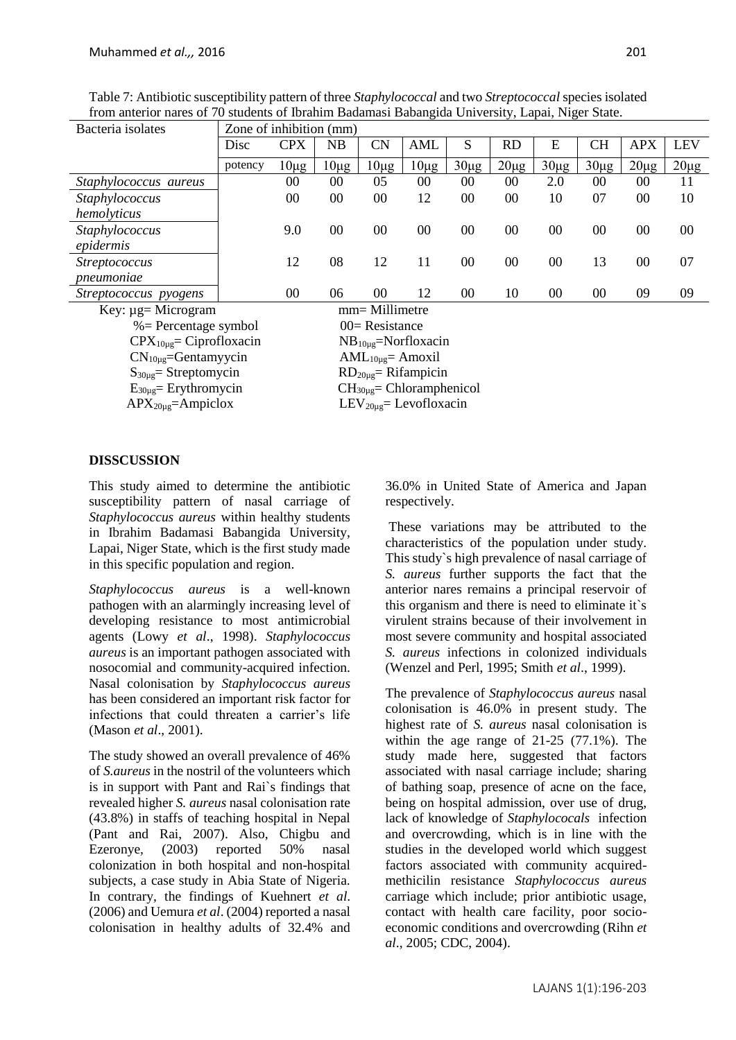Table 7: Antibiotic susceptibility pattern of three *Staphylococcal* and two *Streptococcal* species isolated from anterior nares of 70 students of Ibrahim Badamasi Babangida University, Lapai, Niger State.

| Bacteria isolates | Zone of inhibition (mm) | | | | | | | | | | |
|---|---|---|---|---|---|---|---|---|---|---|---|
| | Disc | CPX | NB | CN | AML | S | RD | E | CH | APX | LEV |
| | potency | 10µg | 10µg | 10µg | 10µg | 30µg | 20µg | 30µg | 30µg | 20µg | 20µg |
| *Staphylococcus aureus* | | 00 | 00 | 05 | 00 | 00 | 00 | 2.0 | 00 | 00 | 11 |
| *Staphylococcus hemolyticus* | | 00 | 00 | 00 | 12 | 00 | 00 | 10 | 07 | 00 | 10 |
| *Staphylococcus epidermis* | | 9.0 | 00 | 00 | 00 | 00 | 00 | 00 | 00 | 00 | 00 |
| *Streptococcus pneumoniae* | | 12 | 08 | 12 | 11 | 00 | 00 | 00 | 13 | 00 | 07 |
| *Streptococcus pyogens* | | 00 | 06 | 00 | 12 | 00 | 10 | 00 | 00 | 09 | 09 |

Key: µg= Microgram
%= Percentage symbol
$CPX_{10\mu g}$= Ciprofloxacin
$CN_{10\mu g}$=Gentamyycin
$S_{30\mu g}$= Streptomycin
$E_{30\mu g}$= Erythromycin
$APX_{20\mu g}$=Ampiclox
mm= Millimetre
00= Resistance
$NB_{10\mu g}$=Norfloxacin
$AML_{10\mu g}$= Amoxil
$RD_{20\mu g}$= Rifampicin
$CH_{30\mu g}$= Chloramphenicol
$LEV_{20\mu g}$= Levofloxacin

## DISSCUSSION

This study aimed to determine the antibiotic susceptibility pattern of nasal carriage of *Staphylococcus aureus* within healthy students in Ibrahim Badamasi Babangida University, Lapai, Niger State, which is the first study made in this specific population and region.

*Staphylococcus aureus* is a well-known pathogen with an alarmingly increasing level of developing resistance to most antimicrobial agents (Lowy *et al*., 1998). *Staphylococcus aureus* is an important pathogen associated with nosocomial and community-acquired infection. Nasal colonisation by *Staphylococcus aureus* has been considered an important risk factor for infections that could threaten a carrier's life (Mason *et al*., 2001).

The study showed an overall prevalence of 46% of *S.aureus* in the nostril of the volunteers which is in support with Pant and Rai`s findings that revealed higher *S. aureus* nasal colonisation rate (43.8%) in staffs of teaching hospital in Nepal (Pant and Rai, 2007). Also, Chigbu and Ezeronye, (2003) reported 50% nasal colonization in both hospital and non-hospital subjects, a case study in Abia State of Nigeria. In contrary, the findings of Kuehnert *et al*. (2006) and Uemura *et al*. (2004) reported a nasal colonisation in healthy adults of 32.4% and 36.0% in United State of America and Japan respectively.

These variations may be attributed to the characteristics of the population under study. This study`s high prevalence of nasal carriage of *S. aureus* further supports the fact that the anterior nares remains a principal reservoir of this organism and there is need to eliminate it`s virulent strains because of their involvement in most severe community and hospital associated *S. aureus* infections in colonized individuals (Wenzel and Perl, 1995; Smith *et al*., 1999).

The prevalence of *Staphylococcus aureus* nasal colonisation is 46.0% in present study. The highest rate of *S. aureus* nasal colonisation is within the age range of 21-25 (77.1%). The study made here, suggested that factors associated with nasal carriage include; sharing of bathing soap, presence of acne on the face, being on hospital admission, over use of drug, lack of knowledge of *Staphylococals* infection and overcrowding, which is in line with the studies in the developed world which suggest factors associated with community acquired-methicilin resistance *Staphylococcus aureus* carriage which include; prior antibiotic usage, contact with health care facility, poor socio-economic conditions and overcrowding (Rihn *et al*., 2005; CDC, 2004).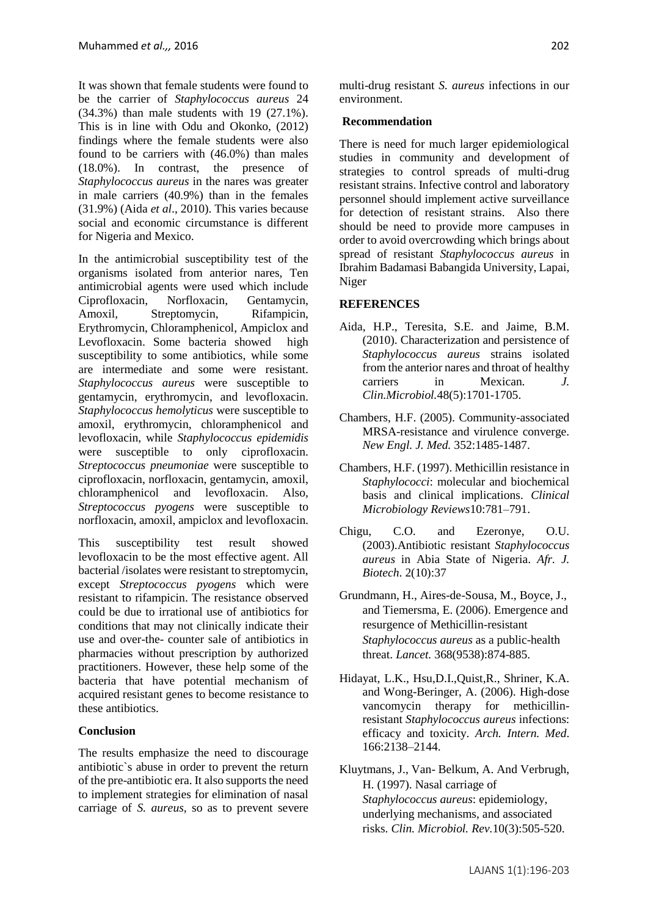It was shown that female students were found to be the carrier of *Staphylococcus aureus* 24 (34.3%) than male students with 19 (27.1%). This is in line with Odu and Okonko, (2012) findings where the female students were also found to be carriers with (46.0%) than males (18.0%). In contrast, the presence of *Staphylococcus aureus* in the nares was greater in male carriers (40.9%) than in the females (31.9%) (Aida *et al*., 2010). This varies because social and economic circumstance is different for Nigeria and Mexico.

In the antimicrobial susceptibility test of the organisms isolated from anterior nares, Ten antimicrobial agents were used which include Ciprofloxacin, Norfloxacin, Gentamycin, Amoxil, Streptomycin, Rifampicin, Erythromycin, Chloramphenicol, Ampiclox and Levofloxacin. Some bacteria showed high susceptibility to some antibiotics, while some are intermediate and some were resistant. *Staphylococcus aureus* were susceptible to gentamycin, erythromycin, and levofloxacin. *Staphylococcus hemolyticus* were susceptible to amoxil, erythromycin, chloramphenicol and levofloxacin, while *Staphylococcus epidemidis* were susceptible to only ciprofloxacin. *Streptococcus pneumoniae* were susceptible to ciprofloxacin, norfloxacin, gentamycin, amoxil, chloramphenicol and levofloxacin. Also, *Streptococcus pyogens* were susceptible to norfloxacin, amoxil, ampiclox and levofloxacin.

This susceptibility test result showed levofloxacin to be the most effective agent. All bacterial /isolates were resistant to streptomycin, except *Streptococcus pyogens* which were resistant to rifampicin. The resistance observed could be due to irrational use of antibiotics for conditions that may not clinically indicate their use and over-the- counter sale of antibiotics in pharmacies without prescription by authorized practitioners. However, these help some of the bacteria that have potential mechanism of acquired resistant genes to become resistance to these antibiotics.

## Conclusion

The results emphasize the need to discourage antibiotic`s abuse in order to prevent the return of the pre-antibiotic era. It also supports the need to implement strategies for elimination of nasal carriage of *S. aureus*, so as to prevent severe multi-drug resistant *S. aureus* infections in our environment.

## Recommendation

There is need for much larger epidemiological studies in community and development of strategies to control spreads of multi-drug resistant strains. Infective control and laboratory personnel should implement active surveillance for detection of resistant strains. Also there should be need to provide more campuses in order to avoid overcrowding which brings about spread of resistant *Staphylococcus aureus* in Ibrahim Badamasi Babangida University, Lapai, Niger

## REFERENCES

Aida, H.P., Teresita, S.E. and Jaime, B.M. (2010). Characterization and persistence of *Staphylococcus aureus* strains isolated from the anterior nares and throat of healthy carriers in Mexican. *J. Clin.Microbiol.*48(5):1701-1705.

Chambers, H.F. (2005). Community-associated MRSA-resistance and virulence converge. *New Engl. J. Med.* 352:1485-1487.

Chambers, H.F. (1997). Methicillin resistance in *Staphylococci*: molecular and biochemical basis and clinical implications. *Clinical Microbiology Reviews*10:781–791.

Chigu, C.O. and Ezeronye, O.U. (2003).Antibiotic resistant *Staphylococcus aureus* in Abia State of Nigeria. *Afr. J. Biotech*. 2(10):37

Grundmann, H., Aires-de-Sousa, M., Boyce, J., and Tiemersma, E. (2006). Emergence and resurgence of Methicillin-resistant *Staphylococcus aureus* as a public-health threat. *Lancet.* 368(9538):874-885.

Hidayat, L.K., Hsu,D.I.,Quist,R., Shriner, K.A. and Wong-Beringer, A. (2006). High-dose vancomycin therapy for methicillin-resistant *Staphylococcus aureus* infections: efficacy and toxicity. *Arch. Intern. Med*. 166:2138–2144.

Kluytmans, J., Van- Belkum, A. And Verbrugh, H. (1997). Nasal carriage of *Staphylococcus aureus*: epidemiology, underlying mechanisms, and associated risks. *Clin. Microbiol. Rev.*10(3):505-520.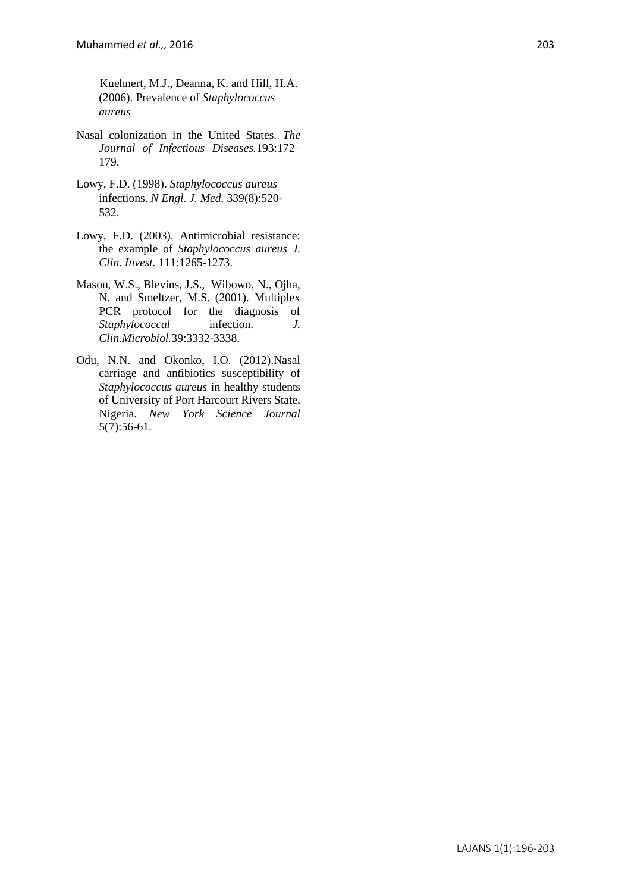Kuehnert, M.J., Deanna, K. and Hill, H.A. (2006). Prevalence of *Staphylococcus aureus*

Nasal colonization in the United States. *The Journal of Infectious Diseases.*193:172–179.

Lowy, F.D. (1998). *Staphylococcus aureus* infections. *N Engl. J. Med.* 339(8):520-532.

Lowy, F.D. (2003). Antimicrobial resistance: the example of *Staphylococcus aureus J. Clin. Invest.* 111:1265-1273.

Mason, W.S., Blevins, J.S., Wibowo, N., Ojha, N. and Smeltzer, M.S. (2001). Multiplex PCR protocol for the diagnosis of *Staphylococcal* infection. *J. Clin.Microbiol.*39:3332-3338.

Odu, N.N. and Okonko, I.O. (2012).Nasal carriage and antibiotics susceptibility of *Staphylococcus aureus* in healthy students of University of Port Harcourt Rivers State, Nigeria. *New York Science Journal* 5(7):56-61.